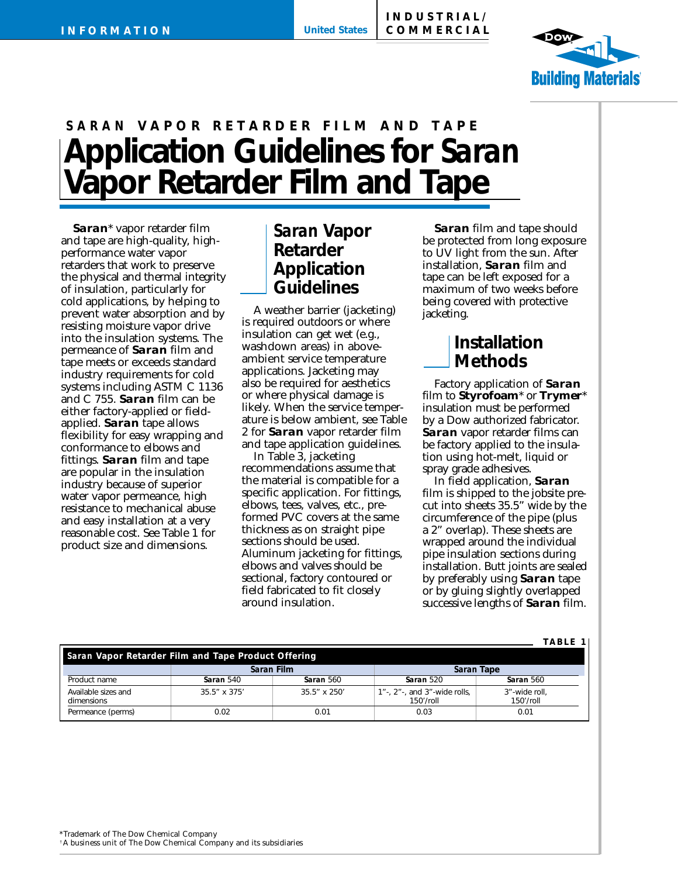INFORMATION | United States | INDUSTRIAL/ COMMERCIAL

Dow Building Materials

SARAN VAPOR RETARDER FILM AND TAPE

# Application Guidelines for Saran Vapor Retarder Film and Tape

**Saran*** vapor retarder film and tape are high-quality, high-performance water vapor retarders that work to preserve the physical and thermal integrity of insulation, particularly for cold applications, by helping to prevent water absorption and by resisting moisture vapor drive into the insulation systems. The permeance of **Saran** film and tape meets or exceeds standard industry requirements for cold systems including ASTM C 1136 and C 755. **Saran** film can be either factory-applied or field-applied. **Saran** tape allows flexibility for easy wrapping and conformance to elbows and fittings. **Saran** film and tape are popular in the insulation industry because of superior water vapor permeance, high resistance to mechanical abuse and easy installation at a very reasonable cost. See Table 1 for product size and dimensions.

## Saran Vapor Retarder Application Guidelines

A weather barrier (jacketing) is required outdoors or where insulation can get wet (e.g., washdown areas) in above-ambient service temperature applications. Jacketing may also be required for aesthetics or where physical damage is likely. When the service temperature is below ambient, see Table 2 for **Saran** vapor retarder film and tape application guidelines.

In Table 3, jacketing recommendations assume that the material is compatible for a specific application. For fittings, elbows, tees, valves, etc., preformed PVC covers at the same thickness as on straight pipe sections should be used. Aluminum jacketing for fittings, elbows and valves should be sectional, factory contoured or field fabricated to fit closely around insulation.

**Saran** film and tape should be protected from long exposure to UV light from the sun. After installation, **Saran** film and tape can be left exposed for a maximum of two weeks before being covered with protective jacketing.

## Installation Methods

Factory application of **Saran** film to **Styrofoam*** or **Trymer*** insulation must be performed by a Dow authorized fabricator. **Saran** vapor retarder films can be factory applied to the insulation using hot-melt, liquid or spray grade adhesives.

In field application, **Saran** film is shipped to the jobsite precut into sheets 35.5” wide by the circumference of the pipe (plus a 2” overlap). These sheets are wrapped around the individual pipe insulation sections during installation. Butt joints are sealed by preferably using **Saran** tape or by gluing slightly overlapped successive lengths of **Saran** film.

TABLE 1

**Saran Vapor Retarder Film and Tape Product Offering**

| | Saran Film | | Saran Tape | |
|---|---|---|---|---|
| Product name | **Saran** 540 | **Saran** 560 | **Saran** 520 | **Saran** 560 |
| Available sizes and dimensions | 35.5” x 375’ | 35.5” x 250’ | 1”-, 2”-, and 3”-wide rolls, 150’/roll | 3”-wide roll, 150’/roll |
| Permeance (perms) | 0.02 | 0.01 | 0.03 | 0.01 |

*Trademark of The Dow Chemical Company
†A business unit of The Dow Chemical Company and its subsidiaries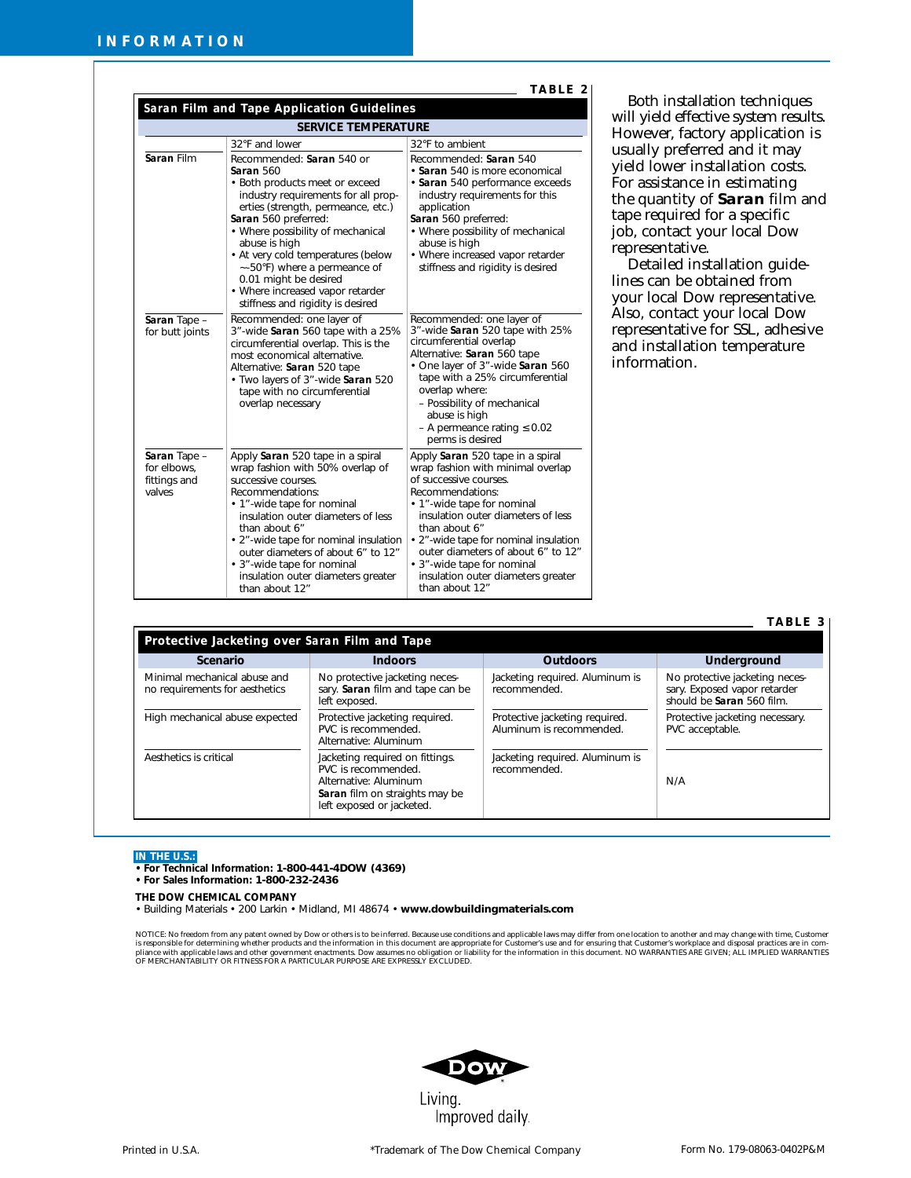INFORMATION

**TABLE 2**

**Saran Film and Tape Application Guidelines**

| | SERVICE TEMPERATURE | |
|---|---|---|
| | 32°F and lower | 32°F to ambient |
| **Saran** Film | Recommended: **Saran** 540 or **Saran** 560<br>• Both products meet or exceed industry requirements for all properties (strength, permeance, etc.)<br>**Saran** 560 preferred:<br>• Where possibility of mechanical abuse is high<br>• At very cold temperatures (below ~-50°F) where a permeance of 0.01 might be desired<br>• Where increased vapor retarder stiffness and rigidity is desired | Recommended: **Saran** 540<br>• **Saran** 540 is more economical<br>• **Saran** 540 performance exceeds industry requirements for this application<br>**Saran** 560 preferred:<br>• Where possibility of mechanical abuse is high<br>• Where increased vapor retarder stiffness and rigidity is desired |
| **Saran** Tape – for butt joints | Recommended: one layer of 3"-wide **Saran** 560 tape with a 25% circumferential overlap. This is the most economical alternative.<br>Alternative: **Saran** 520 tape<br>• Two layers of 3"-wide **Saran** 520 tape with no circumferential overlap necessary | Recommended: one layer of 3"-wide **Saran** 520 tape with 25% circumferential overlap<br>Alternative: **Saran** 560 tape<br>• One layer of 3"-wide **Saran** 560 tape with a 25% circumferential overlap where:<br>– Possibility of mechanical abuse is high<br>– A permeance rating ≤ 0.02 perms is desired |
| **Saran** Tape – for elbows, fittings and valves | Apply **Saran** 520 tape in a spiral wrap fashion with 50% overlap of successive courses.<br>Recommendations:<br>• 1"-wide tape for nominal insulation outer diameters of less than about 6"<br>• 2"-wide tape for nominal insulation outer diameters of about 6" to 12"<br>• 3"-wide tape for nominal insulation outer diameters greater than about 12" | Apply **Saran** 520 tape in a spiral wrap fashion with minimal overlap of successive courses.<br>Recommendations:<br>• 1"-wide tape for nominal insulation outer diameters of less than about 6"<br>• 2"-wide tape for nominal insulation outer diameters of about 6" to 12"<br>• 3"-wide tape for nominal insulation outer diameters greater than about 12" |

Both installation techniques will yield effective system results. However, factory application is usually preferred and it may yield lower installation costs. For assistance in estimating the quantity of **Saran** film and tape required for a specific job, contact your local Dow representative.

Detailed installation guidelines can be obtained from your local Dow representative. Also, contact your local Dow representative for SSL, adhesive and installation temperature information.

**TABLE 3**

**Protective Jacketing over Saran Film and Tape**

| Scenario | Indoors | Outdoors | Underground |
|---|---|---|---|
| Minimal mechanical abuse and no requirements for aesthetics | No protective jacketing necessary. **Saran** film and tape can be left exposed. | Jacketing required. Aluminum is recommended. | No protective jacketing necessary. Exposed vapor retarder should be **Saran** 560 film. |
| High mechanical abuse expected | Protective jacketing required. PVC is recommended. Alternative: Aluminum | Protective jacketing required. Aluminum is recommended. | Protective jacketing necessary. PVC acceptable. |
| Aesthetics is critical | Jacketing required on fittings. PVC is recommended. Alternative: Aluminum<br>**Saran** film on straights may be left exposed or jacketed. | Jacketing required. Aluminum is recommended. | N/A |

**IN THE U.S.:**
- **For Technical Information: 1-800-441-4DOW (4369)**
- **For Sales Information: 1-800-232-2436**

**THE DOW CHEMICAL COMPANY**
• Building Materials • 200 Larkin • Midland, MI 48674 • **www.dowbuildingmaterials.com**

NOTICE: No freedom from any patent owned by Dow or others is to be inferred. Because use conditions and applicable laws may differ from one location to another and may change with time, Customer is responsible for determining whether products and the information in this document are appropriate for Customer's use and for ensuring that Customer's workplace and disposal practices are in compliance with applicable laws and other government enactments. Dow assumes no obligation or liability for the information in this document. NO WARRANTIES ARE GIVEN; ALL IMPLIED WARRANTIES OF MERCHANTABILITY OR FITNESS FOR A PARTICULAR PURPOSE ARE EXPRESSLY EXCLUDED.

DOW*
Living. Improved daily.

Printed in U.S.A. *Trademark of The Dow Chemical Company Form No. 179-08063-0402P&M